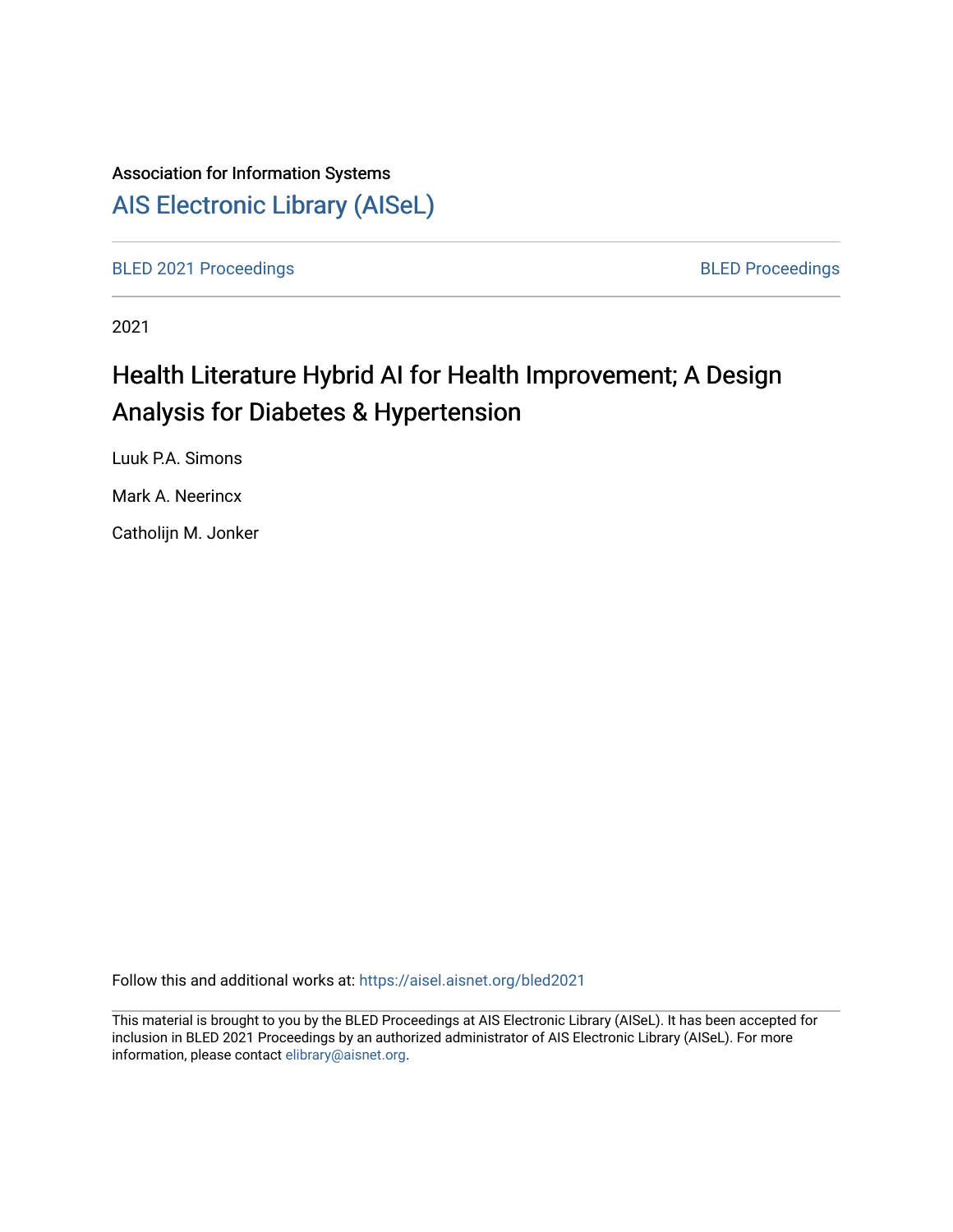Association for Information Systems

[AIS Electronic Library (AISeL)](https://aisel.aisnet.org/)

BLED 2021 Proceedings | BLED Proceedings

2021

# Health Literature Hybrid AI for Health Improvement; A Design Analysis for Diabetes & Hypertension

Luuk P.A. Simons

Mark A. Neerincx

Catholijn M. Jonker

Follow this and additional works at: https://aisel.aisnet.org/bled2021

This material is brought to you by the BLED Proceedings at AIS Electronic Library (AISeL). It has been accepted for inclusion in BLED 2021 Proceedings by an authorized administrator of AIS Electronic Library (AISeL). For more information, please contact elibrary@aisnet.org.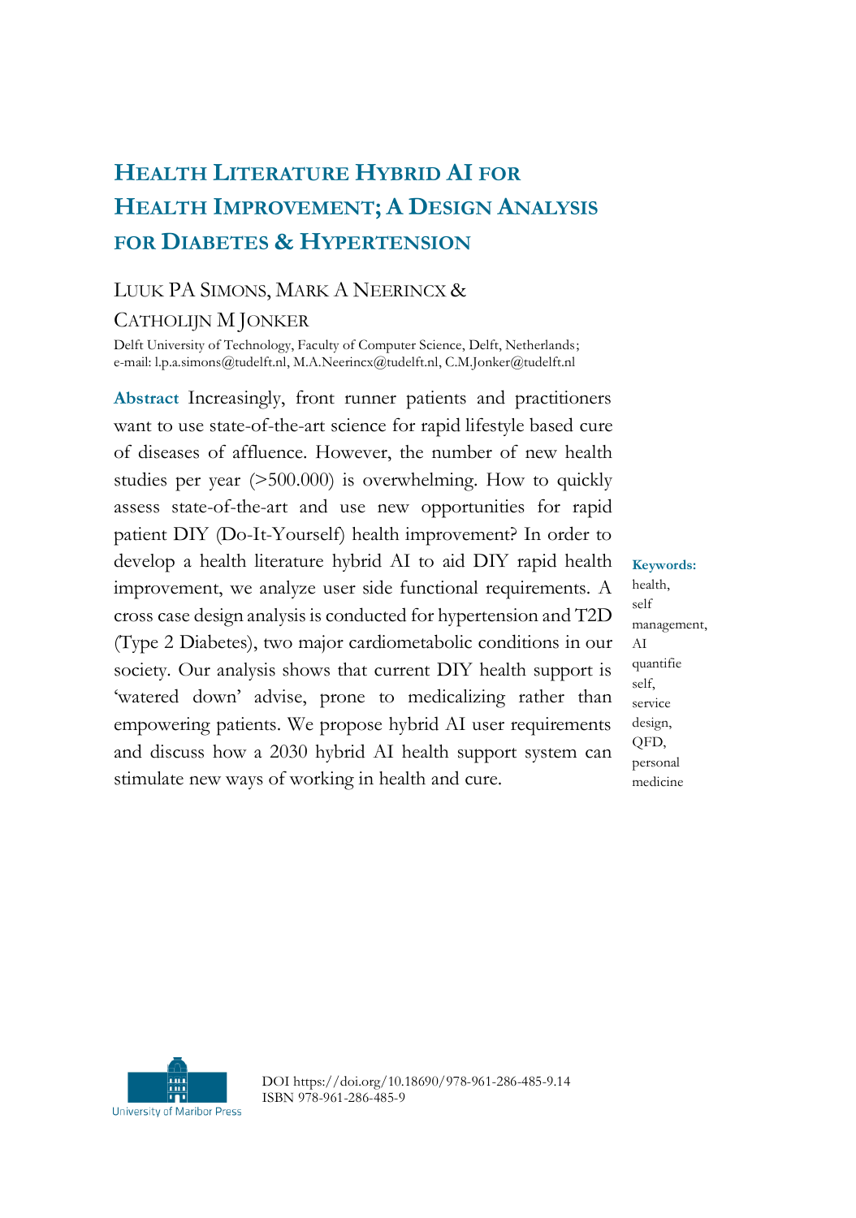# Health Literature Hybrid AI for Health Improvement; A Design Analysis for Diabetes & Hypertension

Luuk PA Simons, Mark A Neerincx & Catholijn M Jonker

Delft University of Technology, Faculty of Computer Science, Delft, Netherlands; e-mail: l.p.a.simons@tudelft.nl, M.A.Neerincx@tudelft.nl, C.M.Jonker@tudelft.nl

**Abstract** Increasingly, front runner patients and practitioners want to use state-of-the-art science for rapid lifestyle based cure of diseases of affluence. However, the number of new health studies per year (>500.000) is overwhelming. How to quickly assess state-of-the-art and use new opportunities for rapid patient DIY (Do-It-Yourself) health improvement? In order to develop a health literature hybrid AI to aid DIY rapid health improvement, we analyze user side functional requirements. A cross case design analysis is conducted for hypertension and T2D (Type 2 Diabetes), two major cardiometabolic conditions in our society. Our analysis shows that current DIY health support is 'watered down' advise, prone to medicalizing rather than empowering patients. We propose hybrid AI user requirements and discuss how a 2030 hybrid AI health support system can stimulate new ways of working in health and cure.

**Keywords:** health, self management, AI quantifie self, service design, QFD, personal medicine

DOI https://doi.org/10.18690/978-961-286-485-9.14
ISBN 978-961-286-485-9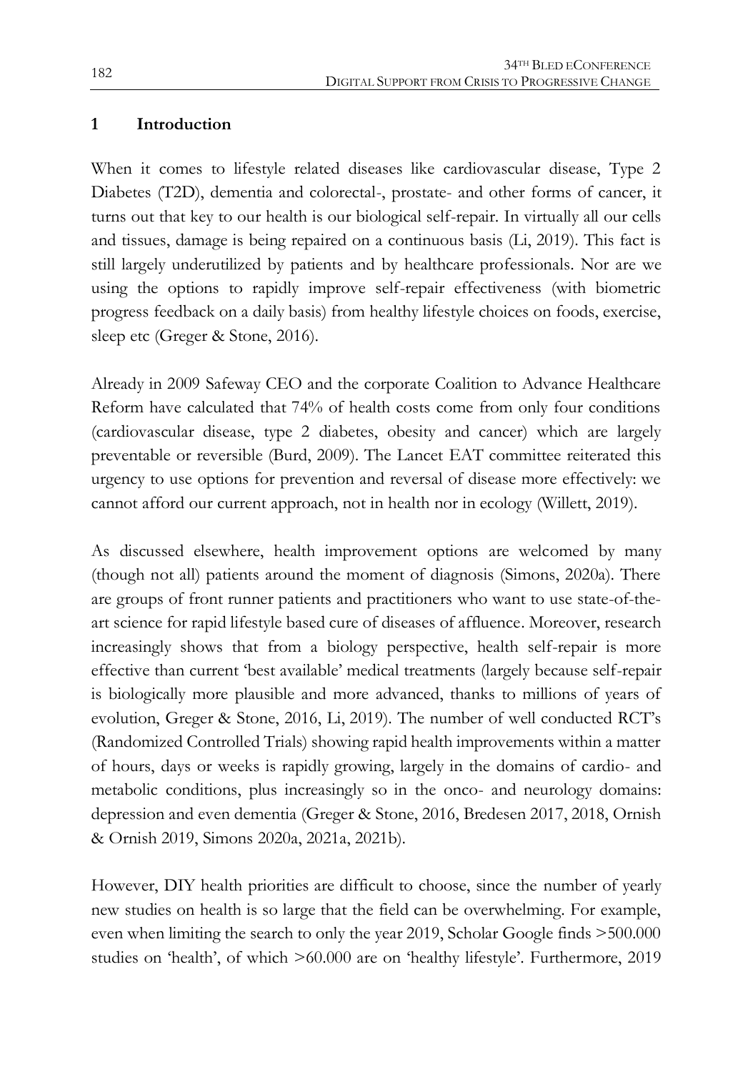## 1 Introduction

When it comes to lifestyle related diseases like cardiovascular disease, Type 2 Diabetes (T2D), dementia and colorectal-, prostate- and other forms of cancer, it turns out that key to our health is our biological self-repair. In virtually all our cells and tissues, damage is being repaired on a continuous basis (Li, 2019). This fact is still largely underutilized by patients and by healthcare professionals. Nor are we using the options to rapidly improve self-repair effectiveness (with biometric progress feedback on a daily basis) from healthy lifestyle choices on foods, exercise, sleep etc (Greger & Stone, 2016).

Already in 2009 Safeway CEO and the corporate Coalition to Advance Healthcare Reform have calculated that 74% of health costs come from only four conditions (cardiovascular disease, type 2 diabetes, obesity and cancer) which are largely preventable or reversible (Burd, 2009). The Lancet EAT committee reiterated this urgency to use options for prevention and reversal of disease more effectively: we cannot afford our current approach, not in health nor in ecology (Willett, 2019).

As discussed elsewhere, health improvement options are welcomed by many (though not all) patients around the moment of diagnosis (Simons, 2020a). There are groups of front runner patients and practitioners who want to use state-of-the-art science for rapid lifestyle based cure of diseases of affluence. Moreover, research increasingly shows that from a biology perspective, health self-repair is more effective than current 'best available' medical treatments (largely because self-repair is biologically more plausible and more advanced, thanks to millions of years of evolution, Greger & Stone, 2016, Li, 2019). The number of well conducted RCT's (Randomized Controlled Trials) showing rapid health improvements within a matter of hours, days or weeks is rapidly growing, largely in the domains of cardio- and metabolic conditions, plus increasingly so in the onco- and neurology domains: depression and even dementia (Greger & Stone, 2016, Bredesen 2017, 2018, Ornish & Ornish 2019, Simons 2020a, 2021a, 2021b).

However, DIY health priorities are difficult to choose, since the number of yearly new studies on health is so large that the field can be overwhelming. For example, even when limiting the search to only the year 2019, Scholar Google finds >500.000 studies on 'health', of which >60.000 are on 'healthy lifestyle'. Furthermore, 2019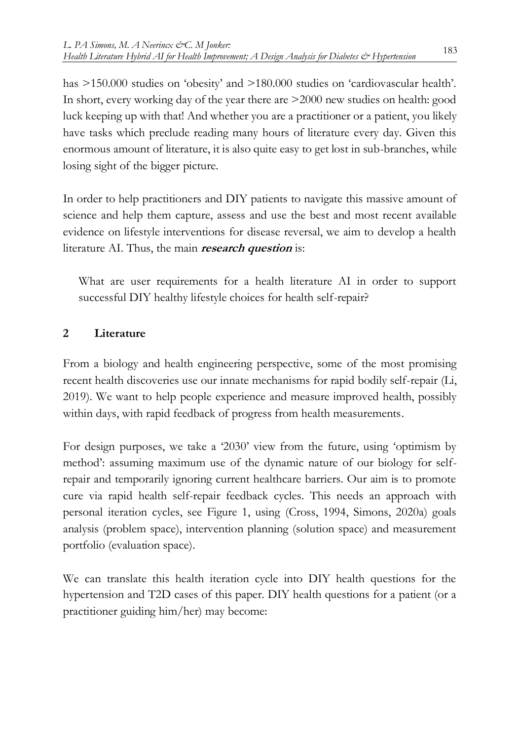has >150.000 studies on 'obesity' and >180.000 studies on 'cardiovascular health'. In short, every working day of the year there are >2000 new studies on health: good luck keeping up with that! And whether you are a practitioner or a patient, you likely have tasks which preclude reading many hours of literature every day. Given this enormous amount of literature, it is also quite easy to get lost in sub-branches, while losing sight of the bigger picture.

In order to help practitioners and DIY patients to navigate this massive amount of science and help them capture, assess and use the best and most recent available evidence on lifestyle interventions for disease reversal, we aim to develop a health literature AI. Thus, the main ***research question*** is:

> What are user requirements for a health literature AI in order to support successful DIY healthy lifestyle choices for health self-repair?

## 2 Literature

From a biology and health engineering perspective, some of the most promising recent health discoveries use our innate mechanisms for rapid bodily self-repair (Li, 2019). We want to help people experience and measure improved health, possibly within days, with rapid feedback of progress from health measurements.

For design purposes, we take a '2030' view from the future, using 'optimism by method': assuming maximum use of the dynamic nature of our biology for self-repair and temporarily ignoring current healthcare barriers. Our aim is to promote cure via rapid health self-repair feedback cycles. This needs an approach with personal iteration cycles, see Figure 1, using (Cross, 1994, Simons, 2020a) goals analysis (problem space), intervention planning (solution space) and measurement portfolio (evaluation space).

We can translate this health iteration cycle into DIY health questions for the hypertension and T2D cases of this paper. DIY health questions for a patient (or a practitioner guiding him/her) may become: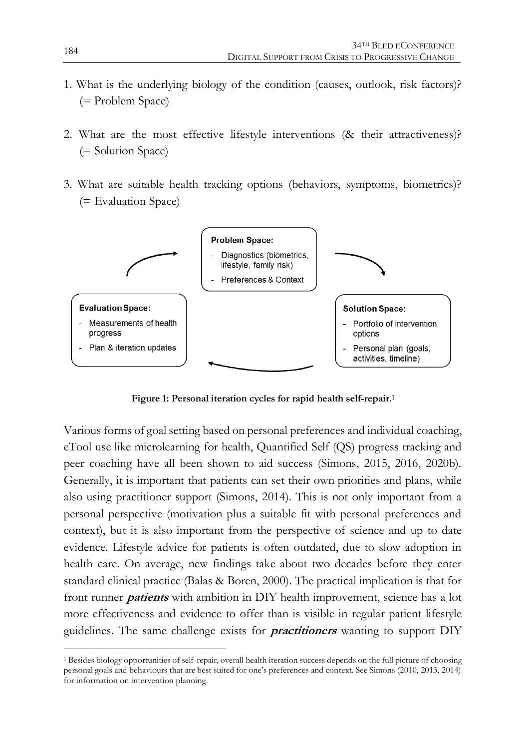1. What is the underlying biology of the condition (causes, outlook, risk factors)? (= Problem Space)

2. What are the most effective lifestyle interventions (& their attractiveness)? (= Solution Space)

3. What are suitable health tracking options (behaviors, symptoms, biometrics)? (= Evaluation Space)

**Problem Space:**
- Diagnostics (biometrics, lifestyle, family risk)
- Preferences & Context

**Solution Space:**
- Portfolio of intervention options
- Personal plan (goals, activities, timeline)

**Evaluation Space:**
- Measurements of health progress
- Plan & iteration updates

**Figure 1: Personal iteration cycles for rapid health self-repair.**[1]

Various forms of goal setting based on personal preferences and individual coaching, eTool use like microlearning for health, Quantified Self (QS) progress tracking and peer coaching have all been shown to aid success (Simons, 2015, 2016, 2020b). Generally, it is important that patients can set their own priorities and plans, while also using practitioner support (Simons, 2014). This is not only important from a personal perspective (motivation plus a suitable fit with personal preferences and context), but it is also important from the perspective of science and up to date evidence. Lifestyle advice for patients is often outdated, due to slow adoption in health care. On average, new findings take about two decades before they enter standard clinical practice (Balas & Boren, 2000). The practical implication is that for front runner ***patients*** with ambition in DIY health improvement, science has a lot more effectiveness and evidence to offer than is visible in regular patient lifestyle guidelines. The same challenge exists for ***practitioners*** wanting to support DIY

[1] Besides biology opportunities of self-repair, overall health iteration success depends on the full picture of choosing personal goals and behaviours that are best suited for one's preferences and context. See Simons (2010, 2013, 2014) for information on intervention planning.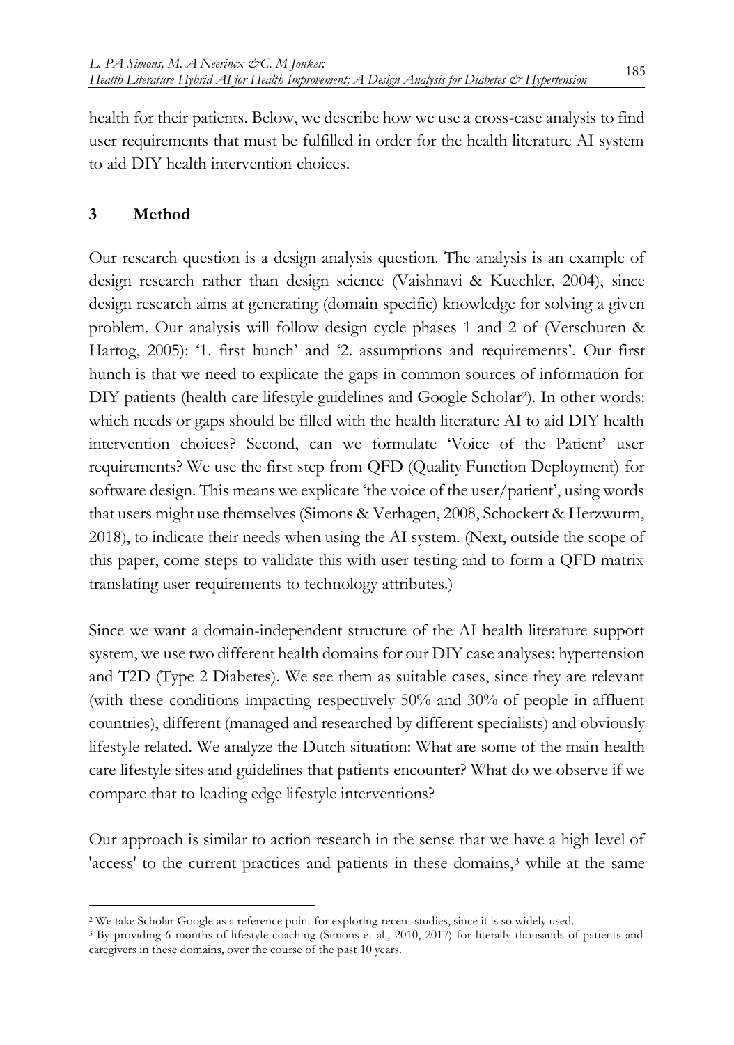health for their patients. Below, we describe how we use a cross-case analysis to find user requirements that must be fulfilled in order for the health literature AI system to aid DIY health intervention choices.

## 3 Method

Our research question is a design analysis question. The analysis is an example of design research rather than design science (Vaishnavi & Kuechler, 2004), since design research aims at generating (domain specific) knowledge for solving a given problem. Our analysis will follow design cycle phases 1 and 2 of (Verschuren & Hartog, 2005): '1. first hunch' and '2. assumptions and requirements'. Our first hunch is that we need to explicate the gaps in common sources of information for DIY patients (health care lifestyle guidelines and Google Scholar[2]). In other words: which needs or gaps should be filled with the health literature AI to aid DIY health intervention choices? Second, can we formulate 'Voice of the Patient' user requirements? We use the first step from QFD (Quality Function Deployment) for software design. This means we explicate 'the voice of the user/patient', using words that users might use themselves (Simons & Verhagen, 2008, Schockert & Herzwurm, 2018), to indicate their needs when using the AI system. (Next, outside the scope of this paper, come steps to validate this with user testing and to form a QFD matrix translating user requirements to technology attributes.)

Since we want a domain-independent structure of the AI health literature support system, we use two different health domains for our DIY case analyses: hypertension and T2D (Type 2 Diabetes). We see them as suitable cases, since they are relevant (with these conditions impacting respectively 50% and 30% of people in affluent countries), different (managed and researched by different specialists) and obviously lifestyle related. We analyze the Dutch situation: What are some of the main health care lifestyle sites and guidelines that patients encounter? What do we observe if we compare that to leading edge lifestyle interventions?

Our approach is similar to action research in the sense that we have a high level of 'access' to the current practices and patients in these domains,[3] while at the same

---

[2] We take Scholar Google as a reference point for exploring recent studies, since it is so widely used.

[3] By providing 6 months of lifestyle coaching (Simons et al., 2010, 2017) for literally thousands of patients and caregivers in these domains, over the course of the past 10 years.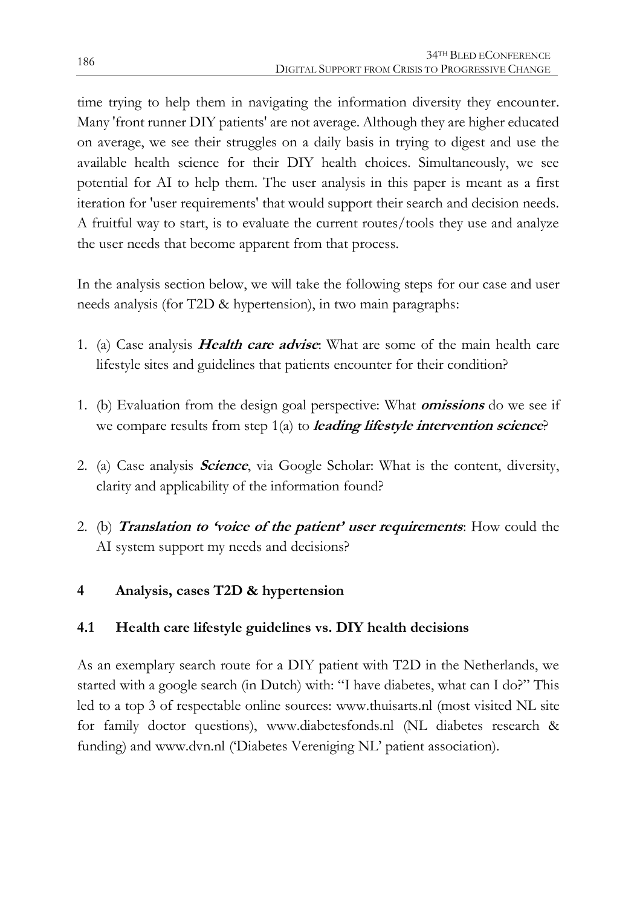time trying to help them in navigating the information diversity they encounter. Many 'front runner DIY patients' are not average. Although they are higher educated on average, we see their struggles on a daily basis in trying to digest and use the available health science for their DIY health choices. Simultaneously, we see potential for AI to help them. The user analysis in this paper is meant as a first iteration for 'user requirements' that would support their search and decision needs. A fruitful way to start, is to evaluate the current routes/tools they use and analyze the user needs that become apparent from that process.

In the analysis section below, we will take the following steps for our case and user needs analysis (for T2D & hypertension), in two main paragraphs:

1. (a) Case analysis ***Health care advise***: What are some of the main health care lifestyle sites and guidelines that patients encounter for their condition?

1. (b) Evaluation from the design goal perspective: What ***omissions*** do we see if we compare results from step 1(a) to ***leading lifestyle intervention science***?

2. (a) Case analysis ***Science***, via Google Scholar: What is the content, diversity, clarity and applicability of the information found?

2. (b) ***Translation to 'voice of the patient' user requirements***: How could the AI system support my needs and decisions?

## 4 Analysis, cases T2D & hypertension

### 4.1 Health care lifestyle guidelines vs. DIY health decisions

As an exemplary search route for a DIY patient with T2D in the Netherlands, we started with a google search (in Dutch) with: "I have diabetes, what can I do?" This led to a top 3 of respectable online sources: www.thuisarts.nl (most visited NL site for family doctor questions), www.diabetesfonds.nl (NL diabetes research & funding) and www.dvn.nl ('Diabetes Vereniging NL' patient association).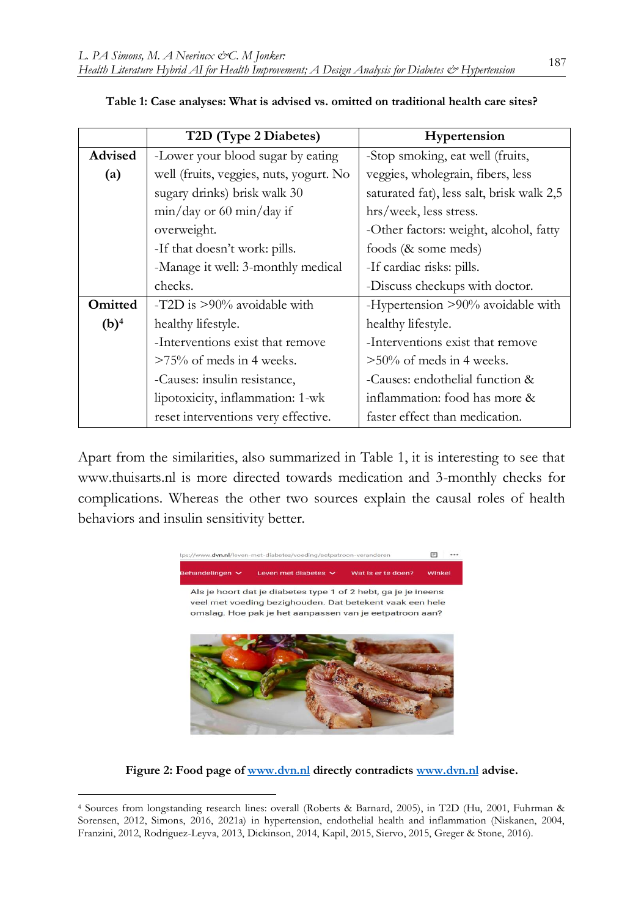**Table 1: Case analyses: What is advised vs. omitted on traditional health care sites?**

| | T2D (Type 2 Diabetes) | Hypertension |
|---|---|---|
| **Advised (a)** | -Lower your blood sugar by eating well (fruits, veggies, nuts, yogurt. No sugary drinks) brisk walk 30 min/day or 60 min/day if overweight.<br>-If that doesn't work: pills.<br>-Manage it well: 3-monthly medical checks. | -Stop smoking, eat well (fruits, veggies, wholegrain, fibers, less saturated fat), less salt, brisk walk 2,5 hrs/week, less stress.<br>-Other factors: weight, alcohol, fatty foods (& some meds)<br>-If cardiac risks: pills.<br>-Discuss checkups with doctor. |
| **Omitted (b)[4]** | -T2D is >90% avoidable with healthy lifestyle.<br>-Interventions exist that remove >75% of meds in 4 weeks.<br>-Causes: insulin resistance, lipotoxicity, inflammation: 1-wk reset interventions very effective. | -Hypertension >90% avoidable with healthy lifestyle.<br>-Interventions exist that remove >50% of meds in 4 weeks.<br>-Causes: endothelial function & inflammation: food has more & faster effect than medication. |

Apart from the similarities, also summarized in Table 1, it is interesting to see that www.thuisarts.nl is more directed towards medication and 3-monthly checks for complications. Whereas the other two sources explain the causal roles of health behaviors and insulin sensitivity better.

**Figure 2: Food page of www.dvn.nl directly contradicts www.dvn.nl advise.**

[4] Sources from longstanding research lines: overall (Roberts & Barnard, 2005), in T2D (Hu, 2001, Fuhrman & Sorensen, 2012, Simons, 2016, 2021a) in hypertension, endothelial health and inflammation (Niskanen, 2004, Franzini, 2012, Rodriguez-Leyva, 2013, Dickinson, 2014, Kapil, 2015, Siervo, 2015, Greger & Stone, 2016).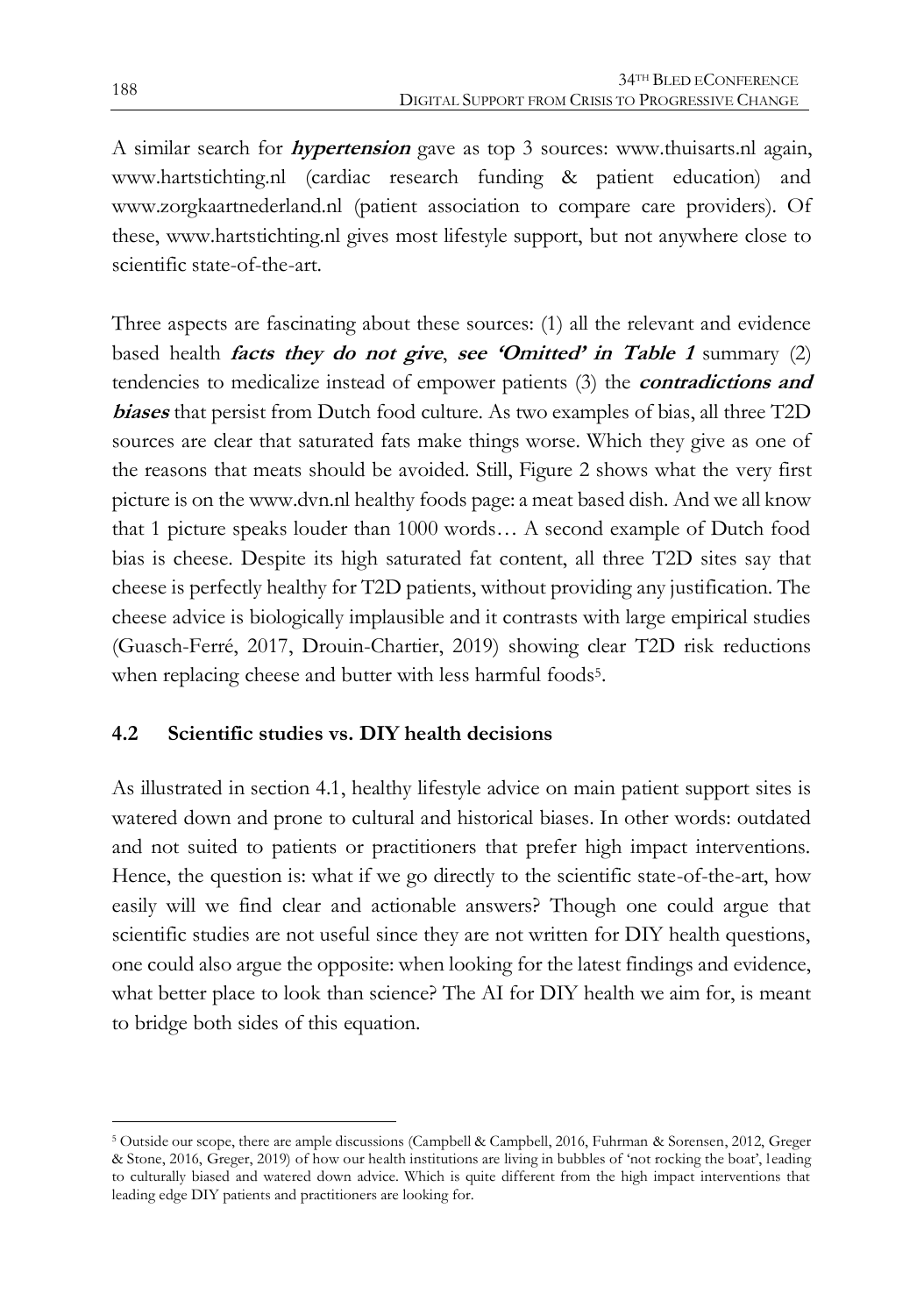A similar search for ***hypertension*** gave as top 3 sources: www.thuisarts.nl again, www.hartstichting.nl (cardiac research funding & patient education) and www.zorgkaartnederland.nl (patient association to compare care providers). Of these, www.hartstichting.nl gives most lifestyle support, but not anywhere close to scientific state-of-the-art.

Three aspects are fascinating about these sources: (1) all the relevant and evidence based health ***facts they do not give***, ***see 'Omitted' in Table 1*** summary (2) tendencies to medicalize instead of empower patients (3) the ***contradictions and biases*** that persist from Dutch food culture. As two examples of bias, all three T2D sources are clear that saturated fats make things worse. Which they give as one of the reasons that meats should be avoided. Still, Figure 2 shows what the very first picture is on the www.dvn.nl healthy foods page: a meat based dish. And we all know that 1 picture speaks louder than 1000 words… A second example of Dutch food bias is cheese. Despite its high saturated fat content, all three T2D sites say that cheese is perfectly healthy for T2D patients, without providing any justification. The cheese advice is biologically implausible and it contrasts with large empirical studies (Guasch-Ferré, 2017, Drouin-Chartier, 2019) showing clear T2D risk reductions when replacing cheese and butter with less harmful foods[5].

### 4.2 Scientific studies vs. DIY health decisions

As illustrated in section 4.1, healthy lifestyle advice on main patient support sites is watered down and prone to cultural and historical biases. In other words: outdated and not suited to patients or practitioners that prefer high impact interventions. Hence, the question is: what if we go directly to the scientific state-of-the-art, how easily will we find clear and actionable answers? Though one could argue that scientific studies are not useful since they are not written for DIY health questions, one could also argue the opposite: when looking for the latest findings and evidence, what better place to look than science? The AI for DIY health we aim for, is meant to bridge both sides of this equation.

[5] Outside our scope, there are ample discussions (Campbell & Campbell, 2016, Fuhrman & Sorensen, 2012, Greger & Stone, 2016, Greger, 2019) of how our health institutions are living in bubbles of 'not rocking the boat', leading to culturally biased and watered down advice. Which is quite different from the high impact interventions that leading edge DIY patients and practitioners are looking for.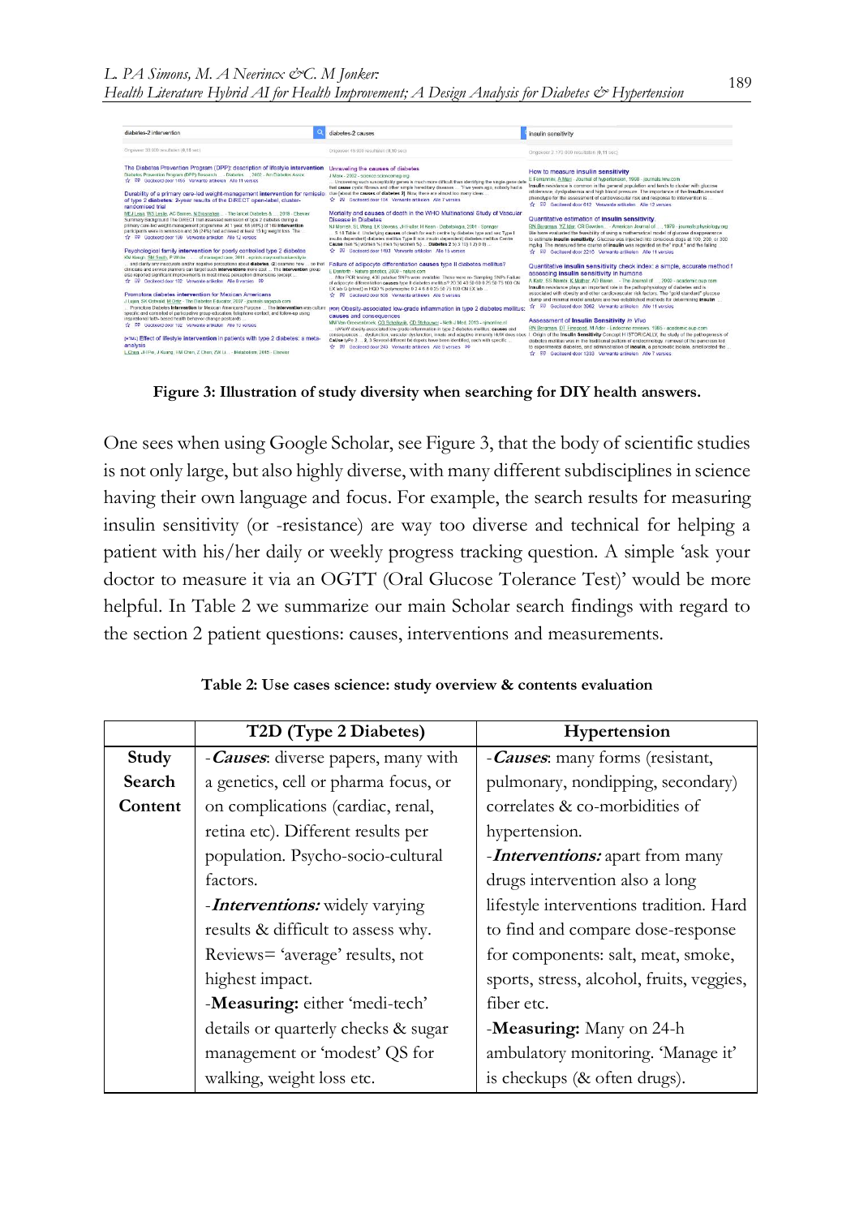**Figure 3: Illustration of study diversity when searching for DIY health answers.**

One sees when using Google Scholar, see Figure 3, that the body of scientific studies is not only large, but also highly diverse, with many different subdisciplines in science having their own language and focus. For example, the search results for measuring insulin sensitivity (or -resistance) are way too diverse and technical for helping a patient with his/her daily or weekly progress tracking question. A simple 'ask your doctor to measure it via an OGTT (Oral Glucose Tolerance Test)' would be more helpful. In Table 2 we summarize our main Scholar search findings with regard to the section 2 patient questions: causes, interventions and measurements.

**Table 2: Use cases science: study overview & contents evaluation**

| | T2D (Type 2 Diabetes) | Hypertension |
|---|---|---|
| **Study Search Content** | -***Causes***: diverse papers, many with a genetics, cell or pharma focus, or on complications (cardiac, renal, retina etc). Different results per population. Psycho-socio-cultural factors.<br>-***Interventions:*** widely varying results & difficult to assess why. Reviews= 'average' results, not highest impact.<br>-**Measuring:** either 'medi-tech' details or quarterly checks & sugar management or 'modest' QS for walking, weight loss etc. | -***Causes***: many forms (resistant, pulmonary, nondipping, secondary) correlates & co-morbidities of hypertension.<br>-***Interventions:*** apart from many drugs intervention also a long lifestyle interventions tradition. Hard to find and compare dose-response for components: salt, meat, smoke, sports, stress, alcohol, fruits, veggies, fiber etc.<br>-**Measuring:** Many on 24-h ambulatory monitoring. 'Manage it' is checkups (& often drugs). |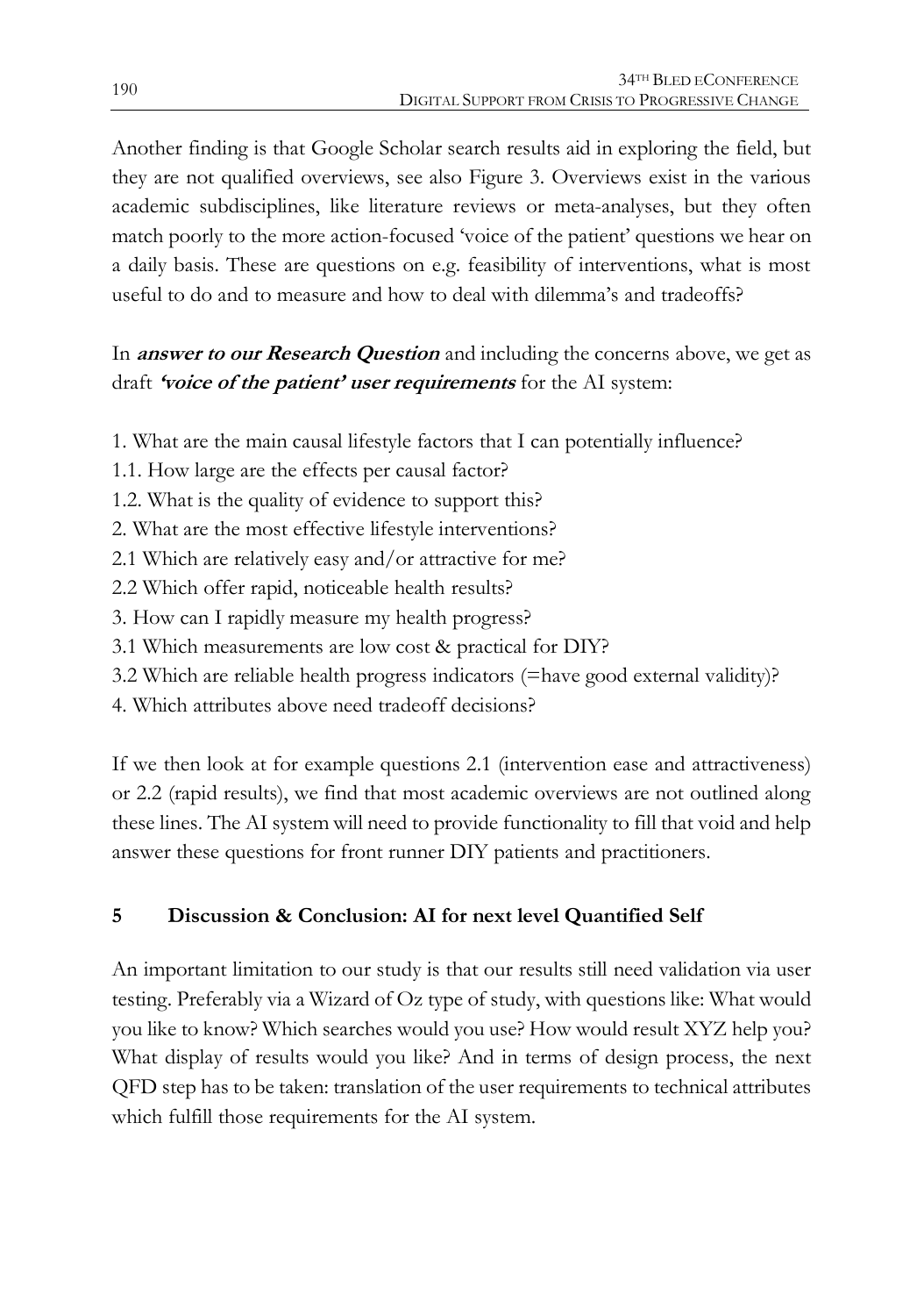Another finding is that Google Scholar search results aid in exploring the field, but they are not qualified overviews, see also Figure 3. Overviews exist in the various academic subdisciplines, like literature reviews or meta-analyses, but they often match poorly to the more action-focused 'voice of the patient' questions we hear on a daily basis. These are questions on e.g. feasibility of interventions, what is most useful to do and to measure and how to deal with dilemma's and tradeoffs?

In ***answer to our Research Question*** and including the concerns above, we get as draft ***'voice of the patient' user requirements*** for the AI system:

1. What are the main causal lifestyle factors that I can potentially influence?
1.1. How large are the effects per causal factor?
1.2. What is the quality of evidence to support this?
2. What are the most effective lifestyle interventions?
2.1 Which are relatively easy and/or attractive for me?
2.2 Which offer rapid, noticeable health results?
3. How can I rapidly measure my health progress?
3.1 Which measurements are low cost & practical for DIY?
3.2 Which are reliable health progress indicators (=have good external validity)?
4. Which attributes above need tradeoff decisions?

If we then look at for example questions 2.1 (intervention ease and attractiveness) or 2.2 (rapid results), we find that most academic overviews are not outlined along these lines. The AI system will need to provide functionality to fill that void and help answer these questions for front runner DIY patients and practitioners.

## 5 Discussion & Conclusion: AI for next level Quantified Self

An important limitation to our study is that our results still need validation via user testing. Preferably via a Wizard of Oz type of study, with questions like: What would you like to know? Which searches would you use? How would result XYZ help you? What display of results would you like? And in terms of design process, the next QFD step has to be taken: translation of the user requirements to technical attributes which fulfill those requirements for the AI system.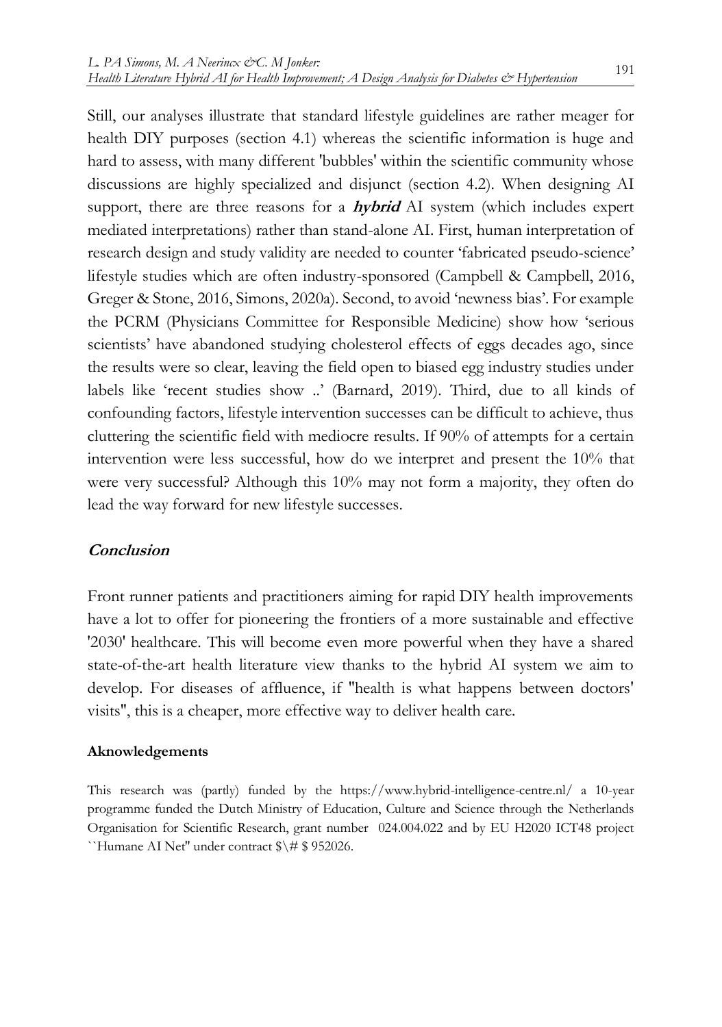Still, our analyses illustrate that standard lifestyle guidelines are rather meager for health DIY purposes (section 4.1) whereas the scientific information is huge and hard to assess, with many different 'bubbles' within the scientific community whose discussions are highly specialized and disjunct (section 4.2). When designing AI support, there are three reasons for a ***hybrid*** AI system (which includes expert mediated interpretations) rather than stand-alone AI. First, human interpretation of research design and study validity are needed to counter 'fabricated pseudo-science' lifestyle studies which are often industry-sponsored (Campbell & Campbell, 2016, Greger & Stone, 2016, Simons, 2020a). Second, to avoid 'newness bias'. For example the PCRM (Physicians Committee for Responsible Medicine) show how 'serious scientists' have abandoned studying cholesterol effects of eggs decades ago, since the results were so clear, leaving the field open to biased egg industry studies under labels like 'recent studies show ..' (Barnard, 2019). Third, due to all kinds of confounding factors, lifestyle intervention successes can be difficult to achieve, thus cluttering the scientific field with mediocre results. If 90% of attempts for a certain intervention were less successful, how do we interpret and present the 10% that were very successful? Although this 10% may not form a majority, they often do lead the way forward for new lifestyle successes.

## *Conclusion*

Front runner patients and practitioners aiming for rapid DIY health improvements have a lot to offer for pioneering the frontiers of a more sustainable and effective '2030' healthcare. This will become even more powerful when they have a shared state-of-the-art health literature view thanks to the hybrid AI system we aim to develop. For diseases of affluence, if "health is what happens between doctors' visits", this is a cheaper, more effective way to deliver health care.

#### Aknowledgements

This research was (partly) funded by the https://www.hybrid-intelligence-centre.nl/ a 10-year programme funded the Dutch Ministry of Education, Culture and Science through the Netherlands Organisation for Scientific Research, grant number 024.004.022 and by EU H2020 ICT48 project ``Humane AI Net'' under contract $\# $ 952026.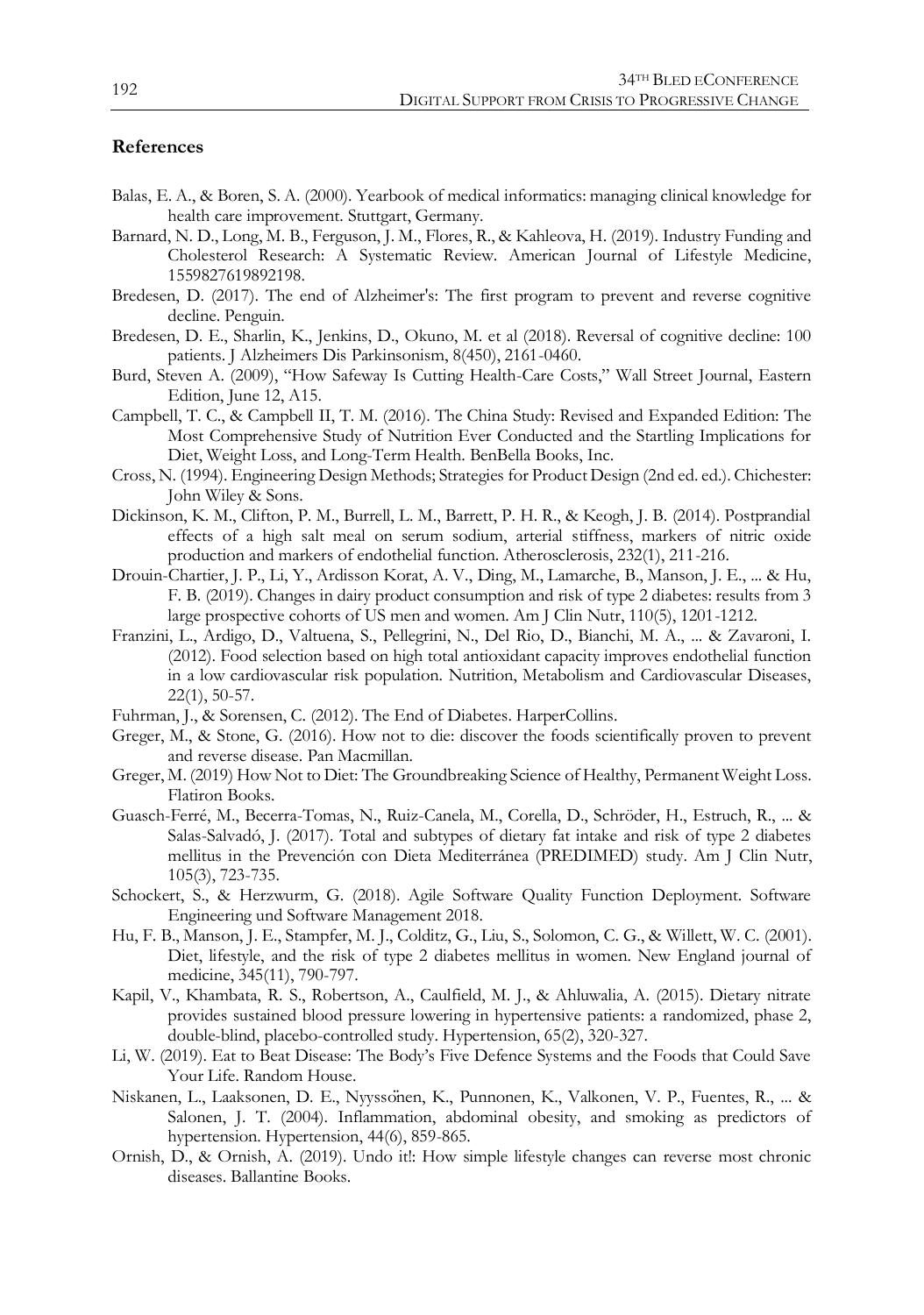## References

Balas, E. A., & Boren, S. A. (2000). Yearbook of medical informatics: managing clinical knowledge for health care improvement. Stuttgart, Germany.

Barnard, N. D., Long, M. B., Ferguson, J. M., Flores, R., & Kahleova, H. (2019). Industry Funding and Cholesterol Research: A Systematic Review. American Journal of Lifestyle Medicine, 1559827619892198.

Bredesen, D. (2017). The end of Alzheimer's: The first program to prevent and reverse cognitive decline. Penguin.

Bredesen, D. E., Sharlin, K., Jenkins, D., Okuno, M. et al (2018). Reversal of cognitive decline: 100 patients. J Alzheimers Dis Parkinsonism, 8(450), 2161-0460.

Burd, Steven A. (2009), "How Safeway Is Cutting Health-Care Costs," Wall Street Journal, Eastern Edition, June 12, A15.

Campbell, T. C., & Campbell II, T. M. (2016). The China Study: Revised and Expanded Edition: The Most Comprehensive Study of Nutrition Ever Conducted and the Startling Implications for Diet, Weight Loss, and Long-Term Health. BenBella Books, Inc.

Cross, N. (1994). Engineering Design Methods; Strategies for Product Design (2nd ed. ed.). Chichester: John Wiley & Sons.

Dickinson, K. M., Clifton, P. M., Burrell, L. M., Barrett, P. H. R., & Keogh, J. B. (2014). Postprandial effects of a high salt meal on serum sodium, arterial stiffness, markers of nitric oxide production and markers of endothelial function. Atherosclerosis, 232(1), 211-216.

Drouin-Chartier, J. P., Li, Y., Ardisson Korat, A. V., Ding, M., Lamarche, B., Manson, J. E., ... & Hu, F. B. (2019). Changes in dairy product consumption and risk of type 2 diabetes: results from 3 large prospective cohorts of US men and women. Am J Clin Nutr, 110(5), 1201-1212.

Franzini, L., Ardigo, D., Valtuena, S., Pellegrini, N., Del Rio, D., Bianchi, M. A., ... & Zavaroni, I. (2012). Food selection based on high total antioxidant capacity improves endothelial function in a low cardiovascular risk population. Nutrition, Metabolism and Cardiovascular Diseases, 22(1), 50-57.

Fuhrman, J., & Sorensen, C. (2012). The End of Diabetes. HarperCollins.

Greger, M., & Stone, G. (2016). How not to die: discover the foods scientifically proven to prevent and reverse disease. Pan Macmillan.

Greger, M. (2019) How Not to Diet: The Groundbreaking Science of Healthy, Permanent Weight Loss. Flatiron Books.

Guasch-Ferré, M., Becerra-Tomas, N., Ruiz-Canela, M., Corella, D., Schröder, H., Estruch, R., ... & Salas-Salvadó, J. (2017). Total and subtypes of dietary fat intake and risk of type 2 diabetes mellitus in the Prevención con Dieta Mediterránea (PREDIMED) study. Am J Clin Nutr, 105(3), 723-735.

Schockert, S., & Herzwurm, G. (2018). Agile Software Quality Function Deployment. Software Engineering und Software Management 2018.

Hu, F. B., Manson, J. E., Stampfer, M. J., Colditz, G., Liu, S., Solomon, C. G., & Willett, W. C. (2001). Diet, lifestyle, and the risk of type 2 diabetes mellitus in women. New England journal of medicine, 345(11), 790-797.

Kapil, V., Khambata, R. S., Robertson, A., Caulfield, M. J., & Ahluwalia, A. (2015). Dietary nitrate provides sustained blood pressure lowering in hypertensive patients: a randomized, phase 2, double-blind, placebo-controlled study. Hypertension, 65(2), 320-327.

Li, W. (2019). Eat to Beat Disease: The Body's Five Defence Systems and the Foods that Could Save Your Life. Random House.

Niskanen, L., Laaksonen, D. E., Nyyssönen, K., Punnonen, K., Valkonen, V. P., Fuentes, R., ... & Salonen, J. T. (2004). Inflammation, abdominal obesity, and smoking as predictors of hypertension. Hypertension, 44(6), 859-865.

Ornish, D., & Ornish, A. (2019). Undo it!: How simple lifestyle changes can reverse most chronic diseases. Ballantine Books.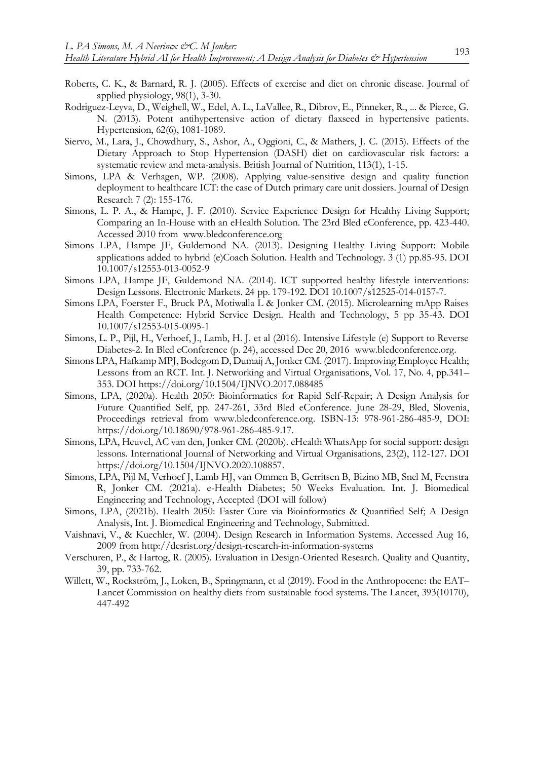Roberts, C. K., & Barnard, R. J. (2005). Effects of exercise and diet on chronic disease. Journal of applied physiology, 98(1), 3-30.

Rodriguez-Leyva, D., Weighell, W., Edel, A. L., LaVallee, R., Dibrov, E., Pinneker, R., ... & Pierce, G. N. (2013). Potent antihypertensive action of dietary flaxseed in hypertensive patients. Hypertension, 62(6), 1081-1089.

Siervo, M., Lara, J., Chowdhury, S., Ashor, A., Oggioni, C., & Mathers, J. C. (2015). Effects of the Dietary Approach to Stop Hypertension (DASH) diet on cardiovascular risk factors: a systematic review and meta-analysis. British Journal of Nutrition, 113(1), 1-15.

Simons, LPA & Verhagen, WP. (2008). Applying value-sensitive design and quality function deployment to healthcare ICT: the case of Dutch primary care unit dossiers. Journal of Design Research 7 (2): 155-176.

Simons, L. P. A., & Hampe, J. F. (2010). Service Experience Design for Healthy Living Support; Comparing an In-House with an eHealth Solution. The 23rd Bled eConference, pp. 423-440. Accessed 2010 from www.bledconference.org

Simons LPA, Hampe JF, Guldemond NA. (2013). Designing Healthy Living Support: Mobile applications added to hybrid (e)Coach Solution. Health and Technology. 3 (1) pp.85-95. DOI 10.1007/s12553-013-0052-9

Simons LPA, Hampe JF, Guldemond NA. (2014). ICT supported healthy lifestyle interventions: Design Lessons. Electronic Markets. 24 pp. 179-192. DOI 10.1007/s12525-014-0157-7.

Simons LPA, Foerster F., Bruck PA, Motiwalla L & Jonker CM. (2015). Microlearning mApp Raises Health Competence: Hybrid Service Design. Health and Technology, 5 pp 35-43. DOI 10.1007/s12553-015-0095-1

Simons, L. P., Pijl, H., Verhoef, J., Lamb, H. J. et al (2016). Intensive Lifestyle (e) Support to Reverse Diabetes-2. In Bled eConference (p. 24), accessed Dec 20, 2016 www.bledconference.org.

Simons LPA, Hafkamp MPJ, Bodegom D, Dumaij A, Jonker CM. (2017). Improving Employee Health; Lessons from an RCT. Int. J. Networking and Virtual Organisations, Vol. 17, No. 4, pp.341–353. DOI https://doi.org/10.1504/IJNVO.2017.088485

Simons, LPA, (2020a). Health 2050: Bioinformatics for Rapid Self-Repair; A Design Analysis for Future Quantified Self, pp. 247-261, 33rd Bled eConference. June 28-29, Bled, Slovenia, Proceedings retrieval from www.bledconference.org. ISBN-13: 978-961-286-485-9, DOI: https://doi.org/10.18690/978-961-286-485-9.17.

Simons, LPA, Heuvel, AC van den, Jonker CM. (2020b). eHealth WhatsApp for social support: design lessons. International Journal of Networking and Virtual Organisations, 23(2), 112-127. DOI https://doi.org/10.1504/IJNVO.2020.108857.

Simons, LPA, Pijl M, Verhoef J, Lamb HJ, van Ommen B, Gerritsen B, Bizino MB, Snel M, Feenstra R, Jonker CM. (2021a). e-Health Diabetes; 50 Weeks Evaluation. Int. J. Biomedical Engineering and Technology, Accepted (DOI will follow)

Simons, LPA, (2021b). Health 2050: Faster Cure via Bioinformatics & Quantified Self; A Design Analysis, Int. J. Biomedical Engineering and Technology, Submitted.

Vaishnavi, V., & Kuechler, W. (2004). Design Research in Information Systems. Accessed Aug 16, 2009 from http://desrist.org/design-research-in-information-systems

Verschuren, P., & Hartog, R. (2005). Evaluation in Design-Oriented Research. Quality and Quantity, 39, pp. 733-762.

Willett, W., Rockström, J., Loken, B., Springmann, et al (2019). Food in the Anthropocene: the EAT–Lancet Commission on healthy diets from sustainable food systems. The Lancet, 393(10170), 447-492